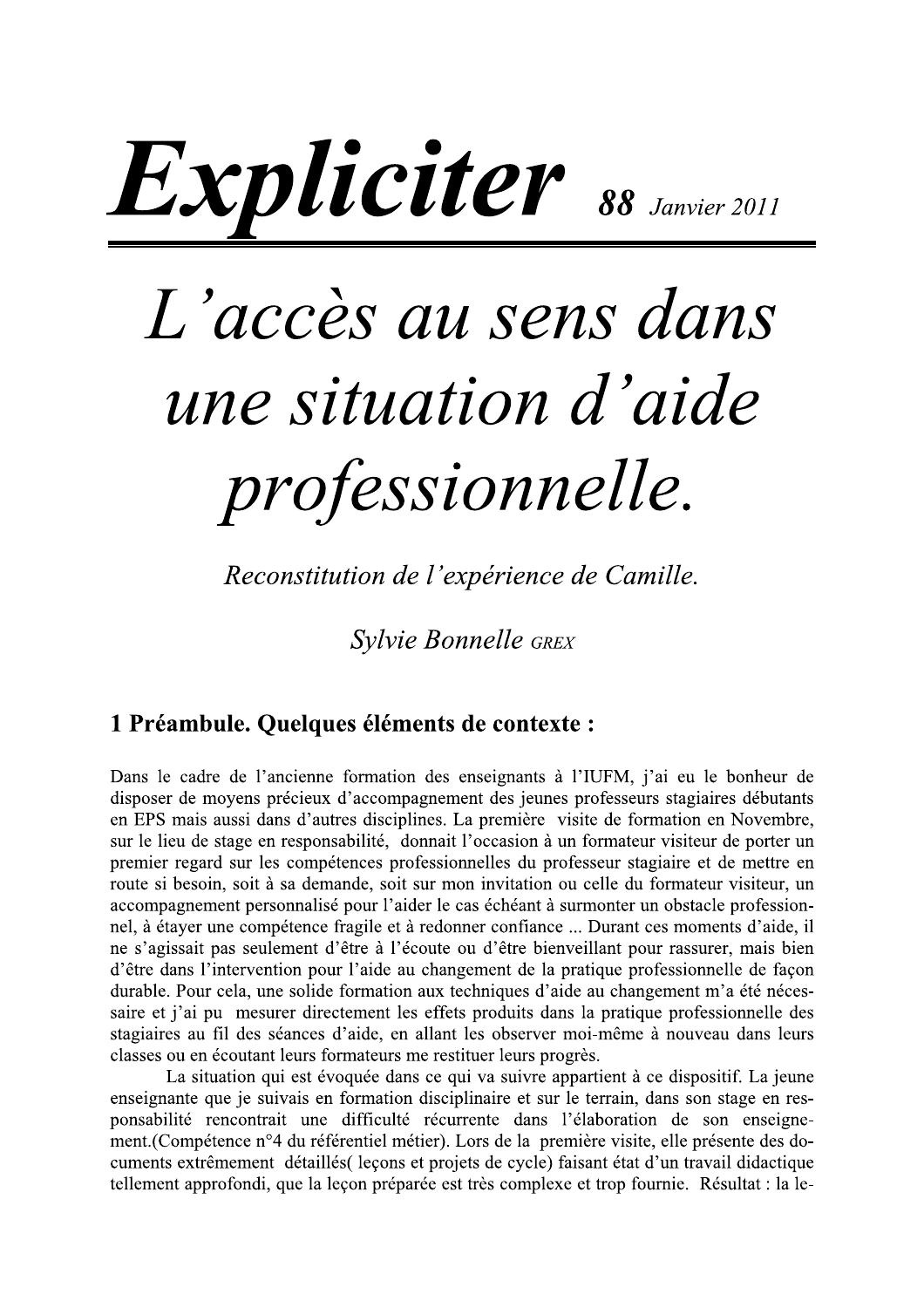# *Explicite*r **88** *Janvier 2011*

# *L'accès au sens dans une situation d'aide professionnelle.*

*Reconstitution de l'expérience de Camille.*

Sylvie Bonnelle GREX

## 1 Préambule. Quelques éléments de contexte :

Dans le cadre de l'ancienne formation des enseignants à l'IUFM, j'ai eu le bonheur de disposer de moyens précieux d'accompagnement des jeunes professeurs stagiaires débutants en EPS mais aussi dans d'autres disciplines. La première visite de formation en Novembre, sur le lieu de stage en responsabilité, donnait l'occasion à un formateur visiteur de porter un premier regard sur les compétences professionnelles du professeur stagiaire et de mettre en route si besoin, soit à sa demande, soit sur mon invitation ou celle du formateur visiteur, un accompagnement personnalisé pour l'aider le cas échéant à surmonter un obstacle professionnel, à étayer une compétence fragile et à redonner confiance ... Durant ces moments d'aide, il ne s'agissait pas seulement d'être à l'écoute ou d'être bienveillant pour rassurer, mais bien d'être dans l'intervention pour l'aide au changement de la pratique professionnelle de façon durable. Pour cela, une solide formation aux techniques d'aide au changement m'a été nécessaire et j'ai pu mesurer directement les effets produits dans la pratique professionnelle des stagiaires au fil des séances d'aide, en allant les observer moi-même à nouveau dans leurs classes ou en écoutant leurs formateurs me restituer leurs progrès.

La situation qui est évoquée dans ce qui va suivre appartient à ce dispositif. La jeune enseignante que je suivais en formation disciplinaire et sur le terrain, dans son stage en responsabilité rencontrait une difficulté récurrente dans l'élaboration de son enseignement.(Compétence n°4 du référentiel métier). Lors de la première visite, elle présente des documents extrêmement détaillés( leçons et projets de cycle) faisant état d'un travail didactique tellement approfondi, que la leçon préparée est très complexe et trop fournie. Résultat : la le-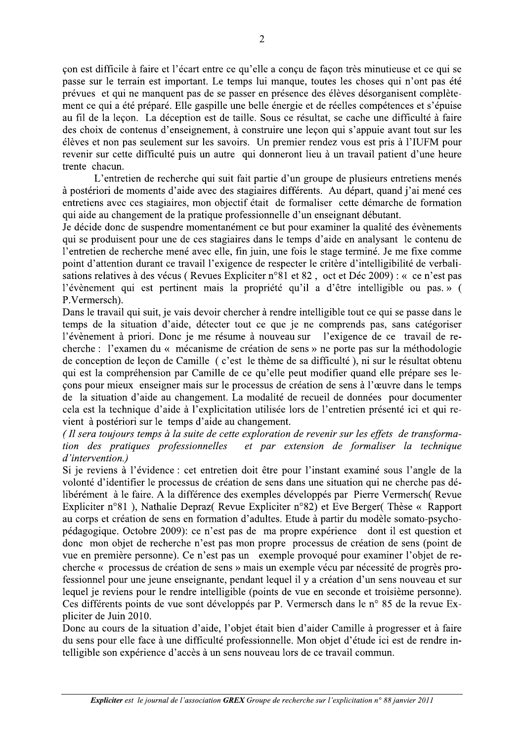çon est difficile à faire et l'écart entre ce qu'elle a conçu de façon très minutieuse et ce qui se passe sur le terrain est important. Le temps lui manque, toutes les choses qui n'ont pas été prévues et qui ne manquent pas de se passer en présence des élèves désorganisent complètement ce qui a été préparé. Elle gaspille une belle énergie et de réelles compétences et s'épuise au fil de la leçon. La déception est de taille. Sous ce résultat, se cache une difficulté à faire des choix de contenus d'enseignement, à construire une leçon qui s'appuie avant tout sur les élèves et non pas seulement sur les savoirs. Un premier rendez vous est pris à l'IUFM pour revenir sur cette difficulté puis un autre qui donneront lieu à un travail patient d'une heure trente chacun.

L'entretien de recherche qui suit fait partie d'un groupe de plusieurs entretiens menés à postériori de moments d'aide avec des stagiaires différents. Au départ, quand j'ai mené ces entretiens avec ces stagiaires, mon objectif était de formaliser cette démarche de formation qui aide au changement de la pratique professionnelle d'un enseignant débutant.

Je décide donc de suspendre momentanément ce but pour examiner la qualité des évènements qui se produisent pour une de ces stagiaires dans le temps d'aide en analysant le contenu de l'entretien de recherche mené avec elle, fin juin, une fois le stage terminé. Je me fixe comme point d'attention durant ce travail l'exigence de respecter le critère d'intelligibilité de verbalisations relatives à des vécus ( Revues Expliciter n°81 et 82 , oct et Déc 2009) : « ce n'est pas l'évènement qui est pertinent mais la propriété qu'il a d'être intelligible ou pas. » ( P.Vermersch).

Dans le travail qui suit, je vais devoir chercher à rendre intelligible tout ce qui se passe dans le temps de la situation d'aide, détecter tout ce que je ne comprends pas, sans catégoriser l'évènement à priori. Donc je me résume à nouveau sur l'exigence de ce travail de recherche : l'examen du « mécanisme de création de sens » ne porte pas sur la méthodologie de conception de leçon de Camille ( c'est le thème de sa difficulté ), ni sur le résultat obtenu qui est la compréhension par Camille de ce qu'elle peut modifier quand elle prépare ses leçons pour mieux enseigner mais sur le processus de création de sens à l'œuvre dans le temps de la situation d'aide au changement. La modalité de recueil de données pour documenter cela est la technique d'aide à l'explicitation utilisée lors de l'entretien présenté ici et qui revient à postériori sur le temps d'aide au changement.

*( Il sera toujours temps à la suite de cette exploration de revenir sur les effets de transformation des pratiques professionnelles et par extension de formaliser la technique d'intervention.)*

Si je reviens à l'évidence : cet entretien doit être pour l'instant examiné sous l'angle de la volonté d'identifier le processus de création de sens dans une situation qui ne cherche pas délibérément à le faire. A la différence des exemples développés par Pierre Vermersch( Revue Expliciter n°81 ), Nathalie Depraz( Revue Expliciter n°82) et Eve Berger( Thèse « Rapport au corps et création de sens en formation d'adultes. Etude à partir du modèle somato-psycho-pédagogique. Octobre 2009): ce n'est pas de ma propre expérience dont il est question et donc mon objet de recherche n'est pas mon propre processus de création de sens (point de vue en première personne). Ce n'est pas un exemple provoqué pour examiner l'objet de recherche « processus de création de sens » mais un exemple vécu par nécessité de progrès professionnel pour une jeune enseignante, pendant lequel il y a création d'un sens nouveau et sur lequel je reviens pour le rendre intelligible (points de vue en seconde et troisième personne). Ces différents points de vue sont développés par P. Vermersch dans le n° 85 de la revue Expliciter de Juin 2010.

Donc au cours de la situation d'aide, l'objet était bien d'aider Camille à progresser et à faire du sens pour elle face à une difficulté professionnelle. Mon objet d'étude ici est de rendre intelligible son expérience d'accès à un sens nouveau lors de ce travail commun.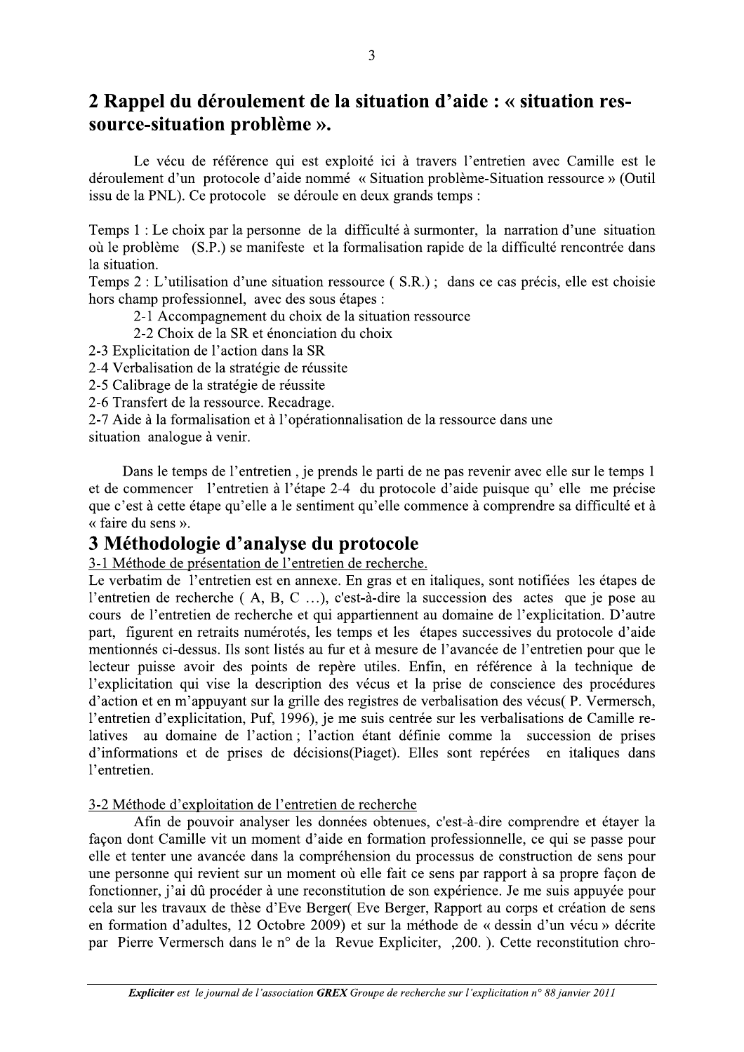# 2 Rappel du déroulement de la situation d'aide : « situation ressource-situation problème ».

Le vécu de référence qui est exploité ici à travers l'entretien avec Camille est le déroulement d'un protocole d'aide nommé « Situation problème-Situation ressource » (Outil issu de la PNL). Ce protocole se déroule en deux grands temps :

Temps 1 : Le choix par la personne de la difficulté à surmonter, la narration d'une situation où le problème (S.P.) se manifeste et la formalisation rapide de la difficulté rencontrée dans la situation.

Temps 2 : L'utilisation d'une situation ressource ( S.R.) ; dans ce cas précis, elle est choisie hors champ professionnel, avec des sous étapes :

2-1 Accompagnement du choix de la situation ressource
2-2 Choix de la SR et énonciation du choix
2-3 Explicitation de l'action dans la SR
2-4 Verbalisation de la stratégie de réussite
2-5 Calibrage de la stratégie de réussite
2-6 Transfert de la ressource. Recadrage.
2-7 Aide à la formalisation et à l'opérationnalisation de la ressource dans une situation analogue à venir.

Dans le temps de l'entretien , je prends le parti de ne pas revenir avec elle sur le temps 1 et de commencer l'entretien à l'étape 2-4 du protocole d'aide puisque qu' elle me précise que c'est à cette étape qu'elle a le sentiment qu'elle commence à comprendre sa difficulté et à « faire du sens ».

# 3 Méthodologie d'analyse du protocole

3-1 Méthode de présentation de l'entretien de recherche.

Le verbatim de l'entretien est en annexe. En gras et en italiques, sont notifiées les étapes de l'entretien de recherche ( A, B, C ...), c'est-à-dire la succession des actes que je pose au cours de l'entretien de recherche et qui appartiennent au domaine de l'explicitation. D'autre part, figurent en retraits numérotés, les temps et les étapes successives du protocole d'aide mentionnés ci-dessus. Ils sont listés au fur et à mesure de l'avancée de l'entretien pour que le lecteur puisse avoir des points de repère utiles. Enfin, en référence à la technique de l'explicitation qui vise la description des vécus et la prise de conscience des procédures d'action et en m'appuyant sur la grille des registres de verbalisation des vécus( P. Vermersch, l'entretien d'explicitation, Puf, 1996), je me suis centrée sur les verbalisations de Camille relatives au domaine de l'action ; l'action étant définie comme la succession de prises d'informations et de prises de décisions(Piaget). Elles sont repérées en italiques dans l'entretien.

3-2 Méthode d'exploitation de l'entretien de recherche

Afin de pouvoir analyser les données obtenues, c'est-à-dire comprendre et étayer la façon dont Camille vit un moment d'aide en formation professionnelle, ce qui se passe pour elle et tenter une avancée dans la compréhension du processus de construction de sens pour une personne qui revient sur un moment où elle fait ce sens par rapport à sa propre façon de fonctionner, j'ai dû procéder à une reconstitution de son expérience. Je me suis appuyée pour cela sur les travaux de thèse d'Eve Berger( Eve Berger, Rapport au corps et création de sens en formation d'adultes, 12 Octobre 2009) et sur la méthode de « dessin d'un vécu » décrite par Pierre Vermersch dans le n° de la Revue Expliciter, ,200. ). Cette reconstitution chro-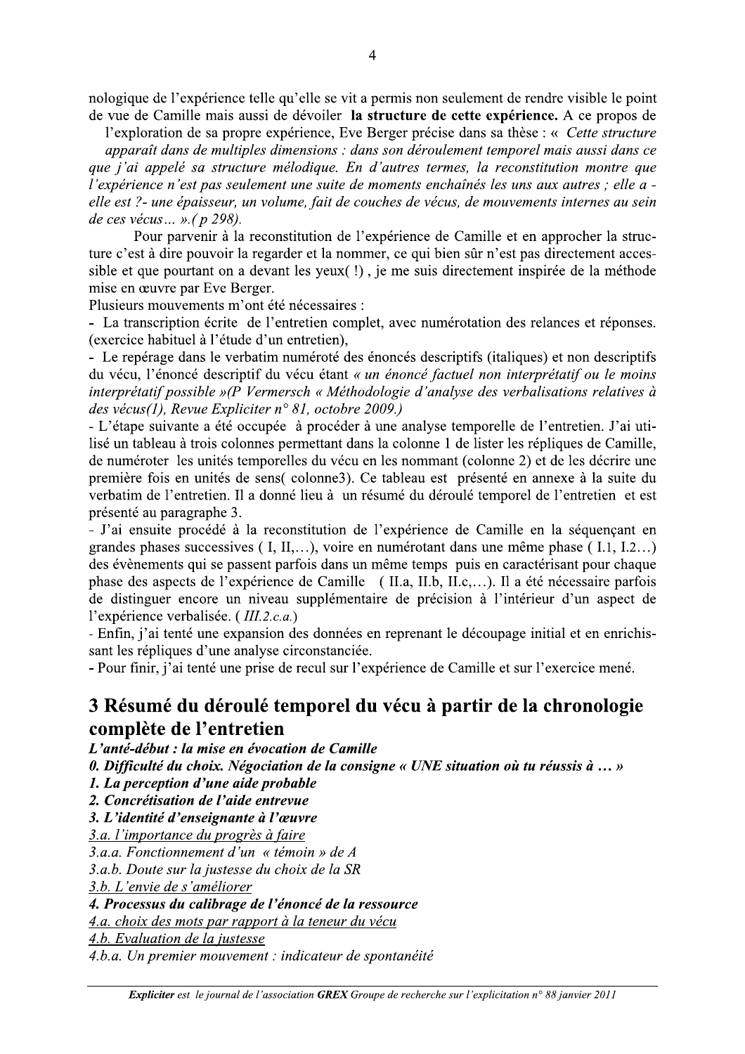nologique de l'expérience telle qu'elle se vit a permis non seulement de rendre visible le point de vue de Camille mais aussi de dévoiler **la structure de cette expérience.** A ce propos de l'exploration de sa propre expérience, Eve Berger précise dans sa thèse : « *Cette structure apparaît dans de multiples dimensions : dans son déroulement temporel mais aussi dans ce que j'ai appelé sa structure mélodique. En d'autres termes, la reconstitution montre que l'expérience n'est pas seulement une suite de moments enchaînés les uns aux autres ; elle a - elle est ?- une épaisseur, un volume, fait de couches de vécus, de mouvements internes au sein de ces vécus… ».( p 298).*

Pour parvenir à la reconstitution de l'expérience de Camille et en approcher la structure c'est à dire pouvoir la regarder et la nommer, ce qui bien sûr n'est pas directement accessible et que pourtant on a devant les yeux( !) , je me suis directement inspirée de la méthode mise en œuvre par Eve Berger.

Plusieurs mouvements m'ont été nécessaires :

- La transcription écrite de l'entretien complet, avec numérotation des relances et réponses. (exercice habituel à l'étude d'un entretien),
- Le repérage dans le verbatim numéroté des énoncés descriptifs (italiques) et non descriptifs du vécu, l'énoncé descriptif du vécu étant *« un énoncé factuel non interprétatif ou le moins interprétatif possible »(P Vermersch « Méthodologie d'analyse des verbalisations relatives à des vécus(1), Revue Expliciter n° 81, octobre 2009.)*
- L'étape suivante a été occupée à procéder à une analyse temporelle de l'entretien. J'ai utilisé un tableau à trois colonnes permettant dans la colonne 1 de lister les répliques de Camille, de numéroter les unités temporelles du vécu en les nommant (colonne 2) et de les décrire une première fois en unités de sens( colonne3). Ce tableau est présenté en annexe à la suite du verbatim de l'entretien. Il a donné lieu à un résumé du déroulé temporel de l'entretien et est présenté au paragraphe 3.
- J'ai ensuite procédé à la reconstitution de l'expérience de Camille en la séquençant en grandes phases successives ( I, II,…), voire en numérotant dans une même phase ( I.1, I.2…) des évènements qui se passent parfois dans un même temps puis en caractérisant pour chaque phase des aspects de l'expérience de Camille ( II.a, II.b, II.c,…). Il a été nécessaire parfois de distinguer encore un niveau supplémentaire de précision à l'intérieur d'un aspect de l'expérience verbalisée. ( *III.2.c.a.*)
- Enfin, j'ai tenté une expansion des données en reprenant le découpage initial et en enrichissant les répliques d'une analyse circonstanciée.
- Pour finir, j'ai tenté une prise de recul sur l'expérience de Camille et sur l'exercice mené.

## 3 Résumé du déroulé temporel du vécu à partir de la chronologie complète de l'entretien

***L'anté-début : la mise en évocation de Camille***

***0. Difficulté du choix. Négociation de la consigne « UNE situation où tu réussis à … »***

***1. La perception d'une aide probable***

***2. Concrétisation de l'aide entrevue***

***3. L'identité d'enseignante à l'œuvre***

<u>*3.a. l'importance du progrès à faire*</u>

*3.a.a. Fonctionnement d'un « témoin » de A*

*3.a.b. Doute sur la justesse du choix de la SR*

<u>*3.b. L'envie de s'améliorer*</u>

***4. Processus du calibrage de l'énoncé de la ressource***

<u>*4.a. choix des mots par rapport à la teneur du vécu*</u>

<u>*4.b. Evaluation de la justesse*</u>

*4.b.a. Un premier mouvement : indicateur de spontanéité*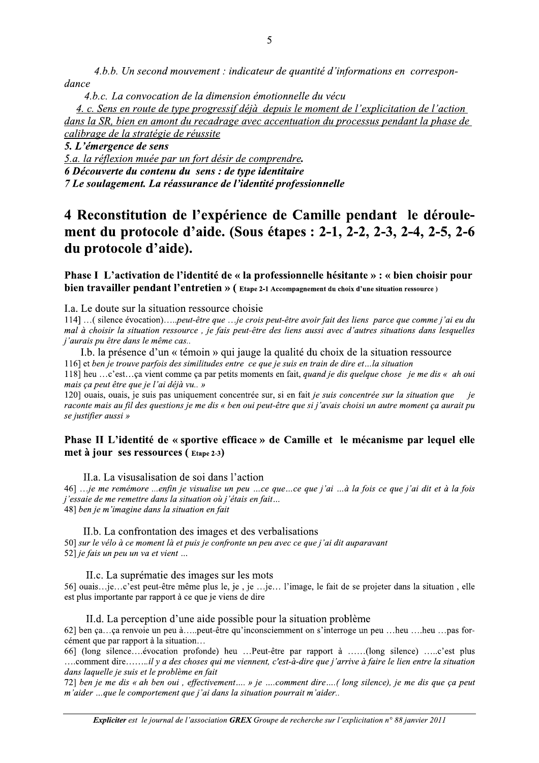*4.b.b. Un second mouvement : indicateur de quantité d'informations en correspondance*

*4.b.c. La convocation de la dimension émotionnelle du vécu*

<u>*4. c. Sens en route de type progressif déjà depuis le moment de l'explicitation de l'action dans la SR, bien en amont du recadrage avec accentuation du processus pendant la phase de calibrage de la stratégie de réussite*</u>

***5. L'émergence de sens***

<u>*5.a. la réflexion muée par un fort désir de comprendre.*</u>

***6 Découverte du contenu du sens : de type identitaire***

***7 Le soulagement. La réassurance de l'identité professionnelle***

# 4 Reconstitution de l'expérience de Camille pendant le déroulement du protocole d'aide. (Sous étapes : 2-1, 2-2, 2-3, 2-4, 2-5, 2-6 du protocole d'aide).

### Phase I L'activation de l'identité de « la professionnelle hésitante » : « bien choisir pour bien travailler pendant l'entretien » ( Etape 2-1 Accompagnement du choix d'une situation ressource )

I.a. Le doute sur la situation ressource choisie

114] …( silence évocation)…..*peut-être que …je crois peut-être avoir fait des liens parce que comme j'ai eu du mal à choisir la situation ressource , je fais peut-être des liens aussi avec d'autres situations dans lesquelles j'aurais pu être dans le même cas..*

I.b. la présence d'un « témoin » qui jauge la qualité du choix de la situation ressource

116] et *ben je trouve parfois des similitudes entre ce que je suis en train de dire et…la situation*

118] heu …c'est…ça vient comme ça par petits moments en fait, *quand je dis quelque chose je me dis « ah oui mais ça peut être que je l'ai déjà vu.. »*

120] ouais, ouais, je suis pas uniquement concentrée sur, si en fait *je suis concentrée sur la situation que je raconte mais au fil des questions je me dis « ben oui peut-être que si j'avais choisi un autre moment ça aurait pu se justifier aussi »*

### Phase II L'identité de « sportive efficace » de Camille et le mécanisme par lequel elle met à jour ses ressources ( Etape 2-3)

II.a. La visualisation de soi dans l'action

46] …*je me remémore …enfin je visualise un peu …ce que…ce que j'ai …à la fois ce que j'ai dit et à la fois j'essaie de me remettre dans la situation où j'étais en fait…*

48] *ben je m'imagine dans la situation en fait*

II.b. La confrontation des images et des verbalisations

50] *sur le vélo à ce moment là et puis je confronte un peu avec ce que j'ai dit auparavant*

52] *je fais un peu un va et vient …*

II.c. La suprématie des images sur les mots

56] ouais…je…c'est peut-être même plus le, je , je …je… l'image, le fait de se projeter dans la situation , elle est plus importante par rapport à ce que je viens de dire

II.d. La perception d'une aide possible pour la situation problème

62] ben ça…ça renvoie un peu à…..peut-être qu'inconsciemment on s'interroge un peu …heu ….heu …pas forcément que par rapport à la situation…

66] (long silence….évocation profonde) heu …Peut-être par rapport à ……(long silence) …..c'est plus ….comment dire……..*il y a des choses qui me viennent, c'est-à-dire que j'arrive à faire le lien entre la situation dans laquelle je suis et le problème en fait*

72] *ben je me dis « ah ben oui , effectivement…. » je ….comment dire….( long silence), je me dis que ça peut m'aider …que le comportement que j'ai dans la situation pourrait m'aider..*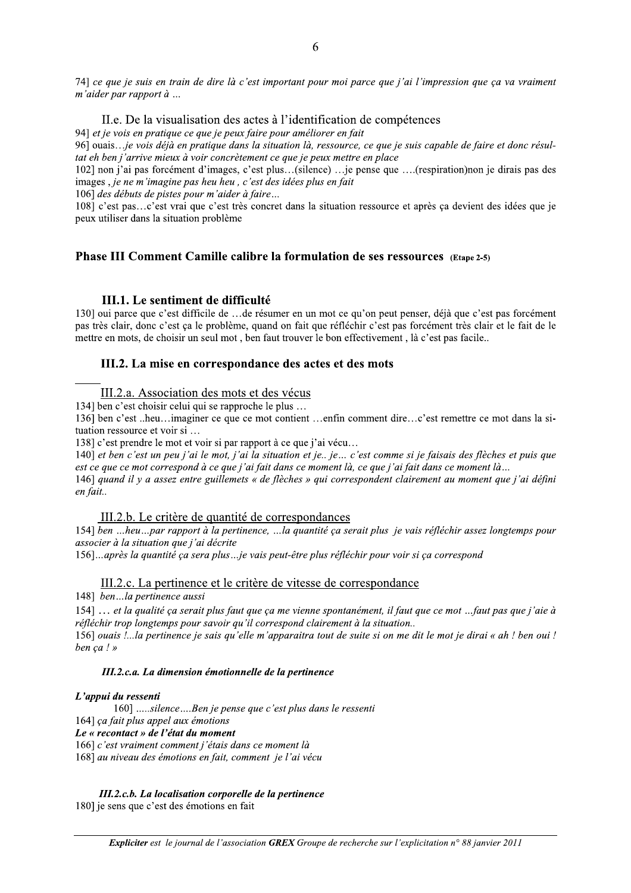74] *ce que je suis en train de dire là c'est important pour moi parce que j'ai l'impression que ça va vraiment m'aider par rapport à …*

### II.e. De la visualisation des actes à l'identification de compétences

94] *et je vois en pratique ce que je peux faire pour améliorer en fait*

96] ouais… *je vois déjà en pratique dans la situation là, ressource, ce que je suis capable de faire et donc résultat eh ben j'arrive mieux à voir concrètement ce que je peux mettre en place*

102] non j'ai pas forcément d'images, c'est plus…(silence) …je pense que ….(respiration)non je dirais pas des images , *je ne m'imagine pas heu heu , c'est des idées plus en fait*

106] *des débuts de pistes pour m'aider à faire…*

108] c'est pas…c'est vrai que c'est très concret dans la situation ressource et après ça devient des idées que je peux utiliser dans la situation problème

## Phase III Comment Camille calibre la formulation de ses ressources (Etape 2-5)

### III.1. Le sentiment de difficulté

130] oui parce que c'est difficile de …de résumer en un mot ce qu'on peut penser, déjà que c'est pas forcément pas très clair, donc c'est ça le problème, quand on fait que réfléchir c'est pas forcément très clair et le fait de le mettre en mots, de choisir un seul mot , ben faut trouver le bon effectivement , là c'est pas facile..

### III.2. La mise en correspondance des actes et des mots

#### III.2.a. Association des mots et des vécus

134] ben c'est choisir celui qui se rapproche le plus …

136] ben c'est ..heu…imaginer ce que ce mot contient …enfin comment dire…c'est remettre ce mot dans la situation ressource et voir si …

138] c'est prendre le mot et voir si par rapport à ce que j'ai vécu…

140] *et ben c'est un peu j'ai le mot, j'ai la situation et je.. je… c'est comme si je faisais des flèches et puis que est ce que ce mot correspond à ce que j'ai fait dans ce moment là, ce que j'ai fait dans ce moment là…*

146] *quand il y a assez entre guillemets « de flèches » qui correspondent clairement au moment que j'ai défini en fait..*

#### III.2.b. Le critère de quantité de correspondances

154] *ben …heu…par rapport à la pertinence, …la quantité ça serait plus je vais réfléchir assez longtemps pour associer à la situation que j'ai décrite*

156]*…après la quantité ça sera plus…je vais peut-être plus réfléchir pour voir si ça correspond*

#### III.2.c. La pertinence et le critère de vitesse de correspondance

148] *ben…la pertinence aussi*

154] *… et la qualité ça serait plus faut que ça me vienne spontanément, il faut que ce mot …faut pas que j'aie à réfléchir trop longtemps pour savoir qu'il correspond clairement à la situation..*

156] *ouais !...la pertinence je sais qu'elle m'apparaitra tout de suite si on me dit le mot je dirai « ah ! ben oui ! ben ça ! »*

##### *III.2.c.a. La dimension émotionnelle de la pertinence*

***L'appui du ressenti***

160] *…..silence….Ben je pense que c'est plus dans le ressenti*

164] *ça fait plus appel aux émotions*

***Le « recontact » de l'état du moment***

166] *c'est vraiment comment j'étais dans ce moment là*

168] *au niveau des émotions en fait, comment je l'ai vécu*

##### *III.2.c.b. La localisation corporelle de la pertinence*

180] je sens que c'est des émotions en fait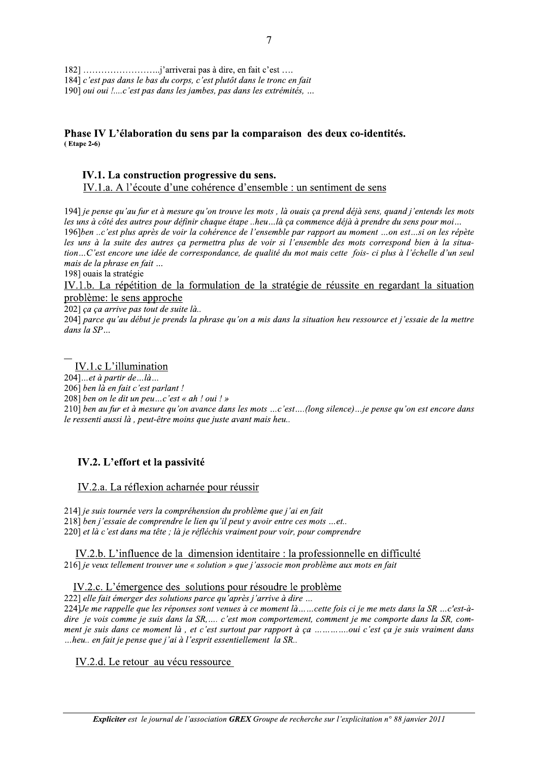182] ……………………..j'arriverai pas à dire, en fait c'est ….

184] *c'est pas dans le bas du corps, c'est plutôt dans le tronc en fait*

190] *oui oui !....c'est pas dans les jambes, pas dans les extrémités, …*

## Phase IV L'élaboration du sens par la comparaison des deux co-identités.

**( Etape 2-6)**

### IV.1. La construction progressive du sens.

#### IV.1.a. A l'écoute d'une cohérence d'ensemble : un sentiment de sens

194] *je pense qu'au fur et à mesure qu'on trouve les mots , là ouais ça prend déjà sens, quand j'entends les mots les uns à côté des autres pour définir chaque étape ..heu…là ça commence déjà à prendre du sens pour moi…*

196]*ben ..c'est plus après de voir la cohérence de l'ensemble par rapport au moment …on est…si on les répète les uns à la suite des autres ça permettra plus de voir si l'ensemble des mots correspond bien à la situation…C'est encore une idée de correspondance, de qualité du mot mais cette fois- ci plus à l'échelle d'un seul mais de la phrase en fait …*

198] ouais la stratégie

#### IV.1.b. La répétition de la formulation de la stratégie de réussite en regardant la situation problème: le sens approche

202] *ça ça arrive pas tout de suite là..*

204] *parce qu'au début je prends la phrase qu'on a mis dans la situation heu ressource et j'essaie de la mettre dans la SP…*

#### IV.1.c L'illumination

204]*…et à partir de…là…*

206] *ben là en fait c'est parlant !*

208] *ben on le dit un peu…c'est « ah ! oui ! »*

210] *ben au fur et à mesure qu'on avance dans les mots …c'est….(long silence)…je pense qu'on est encore dans le ressenti aussi là , peut-être moins que juste avant mais heu..*

### IV.2. L'effort et la passivité

#### IV.2.a. La réflexion acharnée pour réussir

214] *je suis tournée vers la compréhension du problème que j'ai en fait*

218] *ben j'essaie de comprendre le lien qu'il peut y avoir entre ces mots …et..*

220] *et là c'est dans ma tête ; là je réfléchis vraiment pour voir, pour comprendre*

#### IV.2.b. L'influence de la dimension identitaire : la professionnelle en difficulté

216] *je veux tellement trouver une « solution » que j'associe mon problème aux mots en fait*

#### IV.2.c. L'émergence des solutions pour résoudre le problème

222] *elle fait émerger des solutions parce qu'après j'arrive à dire …*

224]*Je me rappelle que les réponses sont venues à ce moment là……cette fois ci je me mets dans la SR …c'est-à-dire je vois comme je suis dans la SR,…. c'est mon comportement, comment je me comporte dans la SR, comment je suis dans ce moment là , et c'est surtout par rapport à ça ………….oui c'est ça je suis vraiment dans …heu.. en fait je pense que j'ai à l'esprit essentiellement la SR..*

#### IV.2.d. Le retour au vécu ressource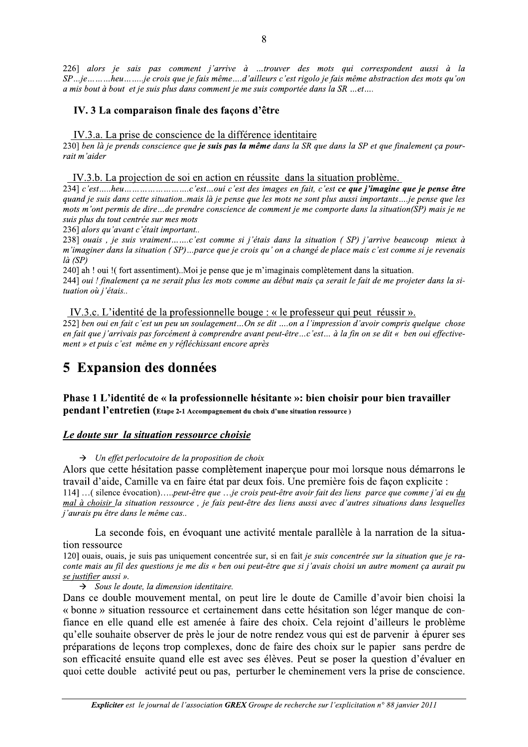226] *alors je sais pas comment j'arrive à …trouver des mots qui correspondent aussi à la SP…je………heu……..je crois que je fais même….d'ailleurs c'est rigolo je fais même abstraction des mots qu'on a mis bout à bout et je suis plus dans comment je me suis comportée dans la SR …et….*

### IV. 3 La comparaison finale des façons d'être

#### IV.3.a. La prise de conscience de la différence identitaire

230] *ben là je prends conscience que* ***je suis pas la même*** *dans la SR que dans la SP et que finalement ça pourrait m'aider*

#### IV.3.b. La projection de soi en action en réussite dans la situation problème.

234] *c'est…..heu……………………c'est…oui c'est des images en fait, c'est* ***ce que j'imagine que je pense être*** *quand je suis dans cette situation..mais là je pense que les mots ne sont plus aussi importants….je pense que les mots m'ont permis de dire…de prendre conscience de comment je me comporte dans la situation(SP) mais je ne suis plus du tout centrée sur mes mots*

236] *alors qu'avant c'était important..*

238] *ouais , je suis vraiment…….c'est comme si j'étais dans la situation ( SP) j'arrive beaucoup mieux à m'imaginer dans la situation ( SP)…parce que je crois qu' on a changé de place mais c'est comme si je revenais là (SP)*

240] ah ! oui !( fort assentiment)..Moi je pense que je m'imaginais complètement dans la situation.

244] *oui ! finalement ça ne serait plus les mots comme au début mais ça serait le fait de me projeter dans la situation où j'étais..*

#### IV.3.c. L'identité de la professionnelle bouge : « le professeur qui peut réussir ».

252] *ben oui en fait c'est un peu un soulagement…On se dit ….on a l'impression d'avoir compris quelque chose en fait que j'arrivais pas forcément à comprendre avant peut-être…c'est… à la fin on se dit « ben oui effectivement » et puis c'est même en y réfléchissant encore après*

# 5 Expansion des données

### Phase 1 L'identité de « la professionnelle hésitante »: bien choisir pour bien travailler pendant l'entretien (Etape 2-1 Accompagnement du choix d'une situation ressource )

#### ***Le doute sur la situation ressource choisie***

→ *Un effet perlocutoire de la proposition de choix*

Alors que cette hésitation passe complètement inaperçue pour moi lorsque nous démarrons le travail d'aide, Camille va en faire état par deux fois. Une première fois de façon explicite :

114] …( silence évocation)…..*peut-être que …je crois peut-être avoir fait des liens parce que comme j'ai eu* ***du mal à choisir*** *la situation ressource , je fais peut-être des liens aussi avec d'autres situations dans lesquelles j'aurais pu être dans le même cas..*

La seconde fois, en évoquant une activité mentale parallèle à la narration de la situation ressource

120] ouais, ouais, je suis pas uniquement concentrée sur, si en fait *je suis concentrée sur la situation que je raconte mais au fil des questions je me dis « ben oui peut-être que si j'avais choisi un autre moment ça aurait pu se justifier aussi ».*

→ *Sous le doute, la dimension identitaire.*

Dans ce double mouvement mental, on peut lire le doute de Camille d'avoir bien choisi la « bonne » situation ressource et certainement dans cette hésitation son léger manque de confiance en elle quand elle est amenée à faire des choix. Cela rejoint d'ailleurs le problème qu'elle souhaite observer de près le jour de notre rendez vous qui est de parvenir à épurer ses préparations de leçons trop complexes, donc de faire des choix sur le papier sans perdre de son efficacité ensuite quand elle est avec ses élèves. Peut se poser la question d'évaluer en quoi cette double activité peut ou pas, perturber le cheminement vers la prise de conscience.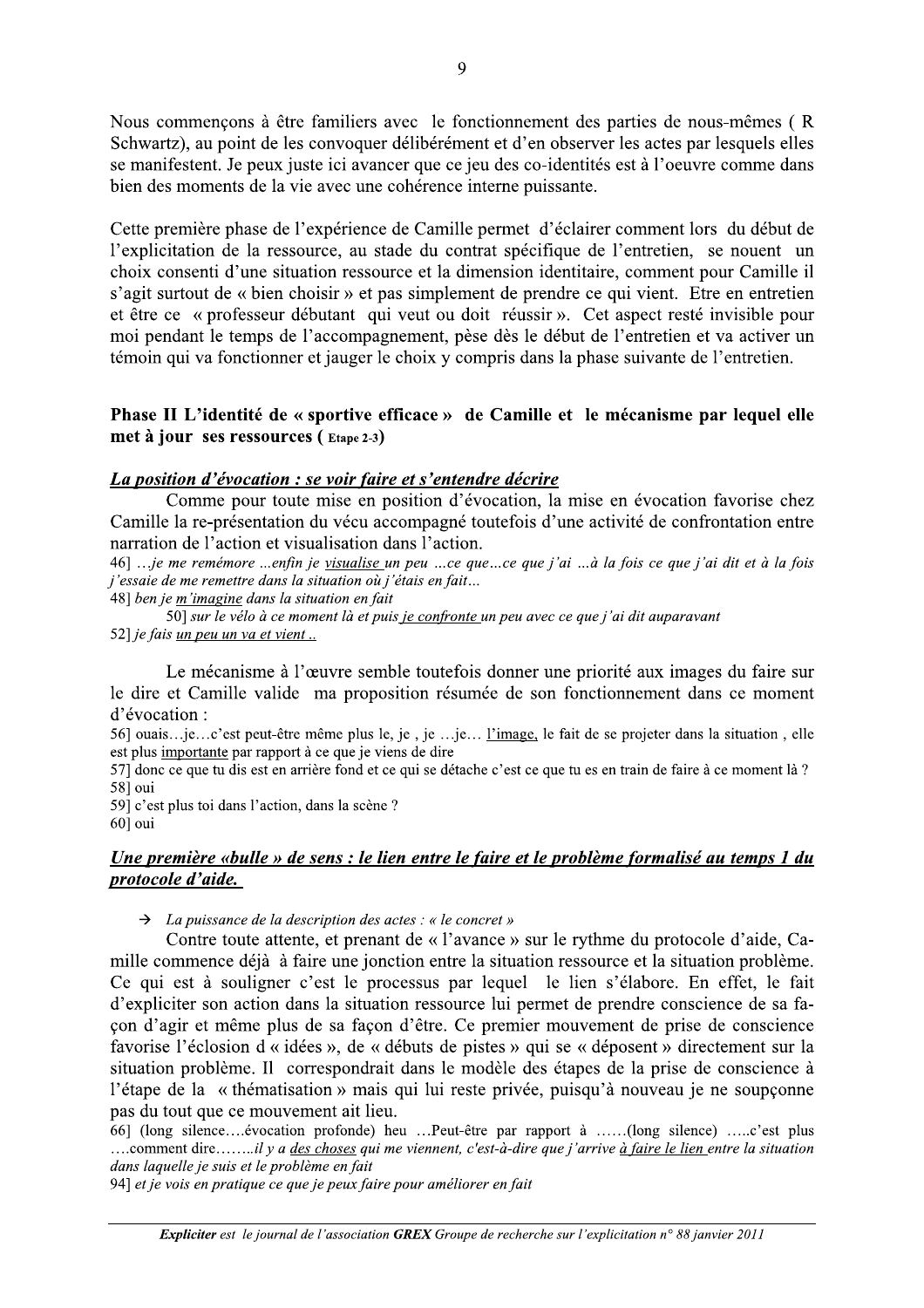Nous commençons à être familiers avec le fonctionnement des parties de nous-mêmes ( R Schwartz), au point de les convoquer délibérément et d'en observer les actes par lesquels elles se manifestent. Je peux juste ici avancer que ce jeu des co-identités est à l'oeuvre comme dans bien des moments de la vie avec une cohérence interne puissante.

Cette première phase de l'expérience de Camille permet d'éclairer comment lors du début de l'explicitation de la ressource, au stade du contrat spécifique de l'entretien, se nouent un choix consenti d'une situation ressource et la dimension identitaire, comment pour Camille il s'agit surtout de « bien choisir » et pas simplement de prendre ce qui vient. Etre en entretien et être ce « professeur débutant qui veut ou doit réussir ». Cet aspect resté invisible pour moi pendant le temps de l'accompagnement, pèse dès le début de l'entretien et va activer un témoin qui va fonctionner et jauger le choix y compris dans la phase suivante de l'entretien.

### Phase II L'identité de « sportive efficace » de Camille et le mécanisme par lequel elle met à jour ses ressources ( Etape 2-3)

#### ***<u>La position d'évocation : se voir faire et s'entendre décrire</u>***

Comme pour toute mise en position d'évocation, la mise en évocation favorise chez Camille la re-présentation du vécu accompagné toutefois d'une activité de confrontation entre narration de l'action et visualisation dans l'action.

46] *…je me remémore …enfin je <u>visualise</u> un peu …ce que…ce que j'ai …à la fois ce que j'ai dit et à la fois j'essaie de me remettre dans la situation où j'étais en fait…*

48] *ben je <u>m'imagine</u> dans la situation en fait*

50] *sur le vélo à ce moment là et puis <u>je confronte</u> un peu avec ce que j'ai dit auparavant*

52] *je fais <u>un peu un va et vient</u> ..*

Le mécanisme à l'œuvre semble toutefois donner une priorité aux images du faire sur le dire et Camille valide ma proposition résumée de son fonctionnement dans ce moment d'évocation :

56] ouais…je…c'est peut-être même plus le, je , je …je… <u>l'image,</u> le fait de se projeter dans la situation , elle est plus <u>importante</u> par rapport à ce que je viens de dire

57] donc ce que tu dis est en arrière fond et ce qui se détache c'est ce que tu es en train de faire à ce moment là ?

58] oui

59] c'est plus toi dans l'action, dans la scène ?

60] oui

#### ***<u>Une première «bulle » de sens : le lien entre le faire et le problème formalisé au temps 1 du protocole d'aide.</u>***

→ *La puissance de la description des actes : « le concret »*

Contre toute attente, et prenant de « l'avance » sur le rythme du protocole d'aide, Camille commence déjà à faire une jonction entre la situation ressource et la situation problème. Ce qui est à souligner c'est le processus par lequel le lien s'élabore. En effet, le fait d'expliciter son action dans la situation ressource lui permet de prendre conscience de sa façon d'agir et même plus de sa façon d'être. Ce premier mouvement de prise de conscience favorise l'éclosion d « idées », de « débuts de pistes » qui se « déposent » directement sur la situation problème. Il correspondrait dans le modèle des étapes de la prise de conscience à l'étape de la « thématisation » mais qui lui reste privée, puisqu'à nouveau je ne soupçonne pas du tout que ce mouvement ait lieu.

66] (long silence….évocation profonde) heu …Peut-être par rapport à ……(long silence) …..c'est plus ….comment dire……..*il y a <u>des choses</u> qui me viennent, c'est-à-dire que j'arrive <u>à faire le lien</u> entre la situation dans laquelle je suis et le problème en fait*

94] *et je vois en pratique ce que je peux faire pour améliorer en fait*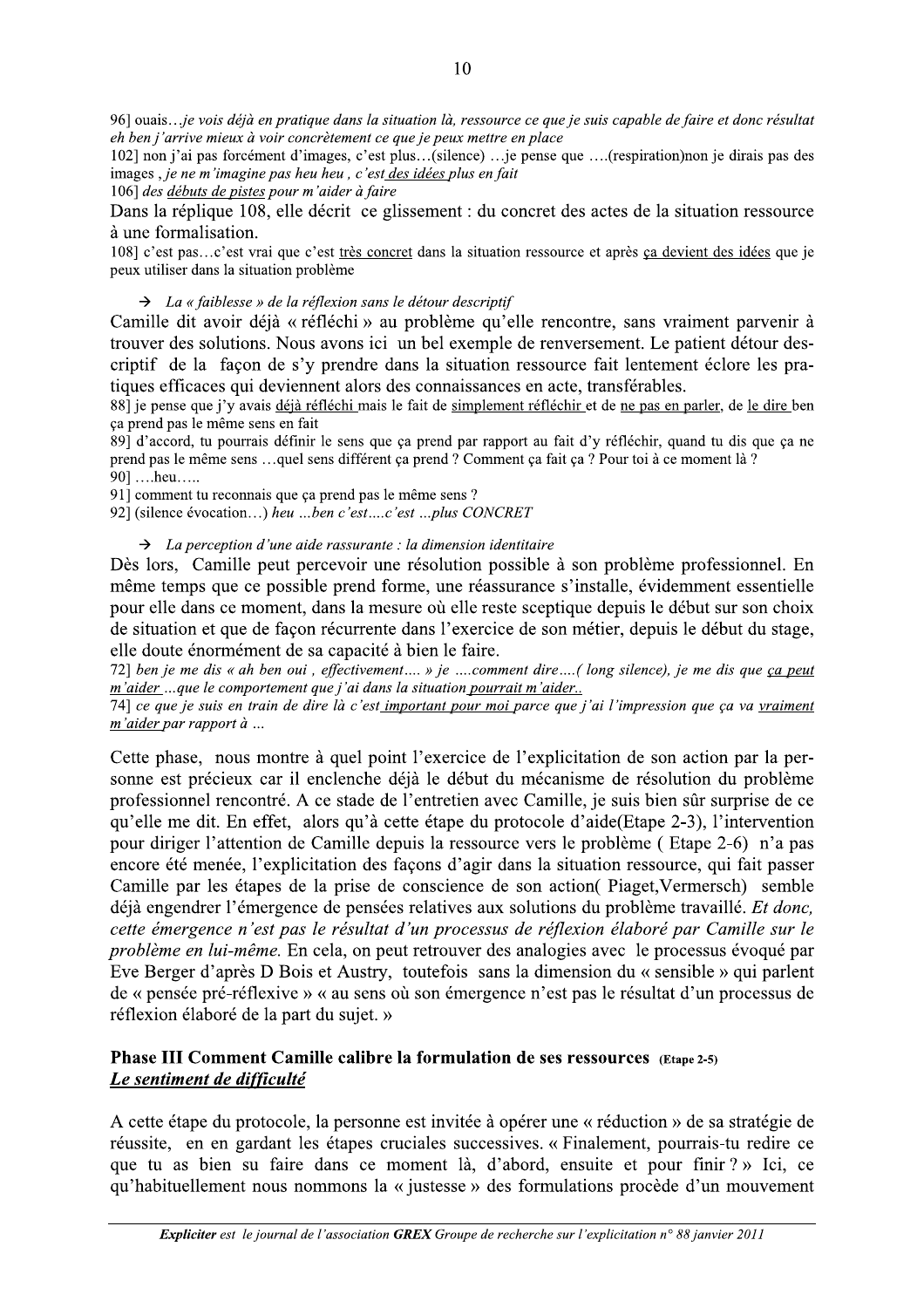96] ouais…*je vois déjà en pratique dans la situation là, ressource ce que je suis capable de faire et donc résultat eh ben j'arrive mieux à voir concrètement ce que je peux mettre en place*

102] non j'ai pas forcément d'images, c'est plus…(silence) …je pense que ….(respiration)non je dirais pas des images , *je ne m'imagine pas heu heu , c'est <u>des idées</u> plus en fait*

106] *des <u>débuts de pistes</u> pour m'aider à faire*

Dans la réplique 108, elle décrit ce glissement : du concret des actes de la situation ressource à une formalisation.

108] c'est pas…c'est vrai que c'est <u>très concret</u> dans la situation ressource et après <u>ça devient des idées</u> que je peux utiliser dans la situation problème

→ *La « faiblesse » de la réflexion sans le détour descriptif*

Camille dit avoir déjà « réfléchi » au problème qu'elle rencontre, sans vraiment parvenir à trouver des solutions. Nous avons ici un bel exemple de renversement. Le patient détour descriptif de la façon de s'y prendre dans la situation ressource fait lentement éclore les pratiques efficaces qui deviennent alors des connaissances en acte, transférables.

88] je pense que j'y avais <u>déjà réfléchi</u> mais le fait de <u>simplement réfléchir</u> et de <u>ne pas en parler</u>, de <u>le dire</u> ben ça prend pas le même sens en fait

89] d'accord, tu pourrais définir le sens que ça prend par rapport au fait d'y réfléchir, quand tu dis que ça ne prend pas le même sens …quel sens différent ça prend ? Comment ça fait ça ? Pour toi à ce moment là ?

90] ….heu…..

91] comment tu reconnais que ça prend pas le même sens ?

92] (silence évocation…) *heu …ben c'est….c'est …plus CONCRET*

→ *La perception d'une aide rassurante : la dimension identitaire*

Dès lors, Camille peut percevoir une résolution possible à son problème professionnel. En même temps que ce possible prend forme, une réassurance s'installe, évidemment essentielle pour elle dans ce moment, dans la mesure où elle reste sceptique depuis le début sur son choix de situation et que de façon récurrente dans l'exercice de son métier, depuis le début du stage, elle doute énormément de sa capacité à bien le faire.

72] *ben je me dis « ah ben oui , effectivement…. » je ….comment dire….( long silence), je me dis que <u>ça peut m'aider</u> …que le comportement que j'ai dans la situation <u>pourrait m'aider</u>..*

74] *ce que je suis en train de dire là c'est <u>important pour moi</u> parce que j'ai l'impression que ça va <u>vraiment m'aider</u> par rapport à …*

Cette phase, nous montre à quel point l'exercice de l'explicitation de son action par la personne est précieux car il enclenche déjà le début du mécanisme de résolution du problème professionnel rencontré. A ce stade de l'entretien avec Camille, je suis bien sûr surprise de ce qu'elle me dit. En effet, alors qu'à cette étape du protocole d'aide(Etape 2-3), l'intervention pour diriger l'attention de Camille depuis la ressource vers le problème ( Etape 2-6) n'a pas encore été menée, l'explicitation des façons d'agir dans la situation ressource, qui fait passer Camille par les étapes de la prise de conscience de son action( Piaget,Vermersch) semble déjà engendrer l'émergence de pensées relatives aux solutions du problème travaillé. *Et donc, cette émergence n'est pas le résultat d'un processus de réflexion élaboré par Camille sur le problème en lui-même.* En cela, on peut retrouver des analogies avec le processus évoqué par Eve Berger d'après D Bois et Austry, toutefois sans la dimension du « sensible » qui parlent de « pensée pré-réflexive » « au sens où son émergence n'est pas le résultat d'un processus de réflexion élaboré de la part du sujet. »

## Phase III Comment Camille calibre la formulation de ses ressources (Etape 2-5)

### *<u>Le sentiment de difficulté</u>*

A cette étape du protocole, la personne est invitée à opérer une « réduction » de sa stratégie de réussite, en en gardant les étapes cruciales successives. « Finalement, pourrais-tu redire ce que tu as bien su faire dans ce moment là, d'abord, ensuite et pour finir ? » Ici, ce qu'habituellement nous nommons la « justesse » des formulations procède d'un mouvement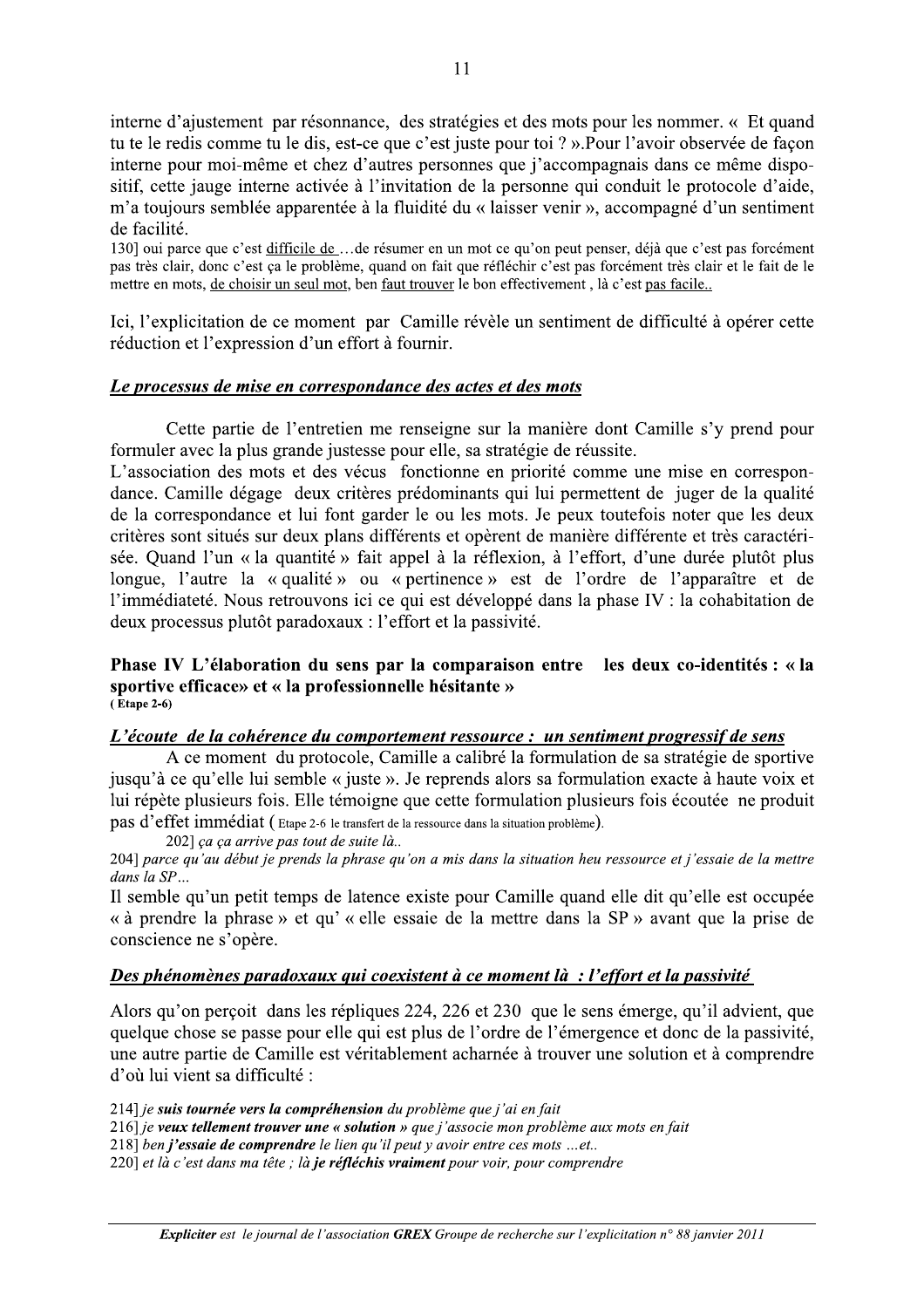interne d'ajustement par résonnance, des stratégies et des mots pour les nommer. « Et quand tu te le redis comme tu le dis, est-ce que c'est juste pour toi ? ».Pour l'avoir observée de façon interne pour moi-même et chez d'autres personnes que j'accompagnais dans ce même dispositif, cette jauge interne activée à l'invitation de la personne qui conduit le protocole d'aide, m'a toujours semblée apparentée à la fluidité du « laisser venir », accompagné d'un sentiment de facilité.

130] oui parce que c'est <u>difficile de</u> ...de résumer en un mot ce qu'on peut penser, déjà que c'est pas forcément pas très clair, donc c'est ça le problème, quand on fait que réfléchir c'est pas forcément très clair et le fait de le mettre en mots, <u>de choisir un seul mot</u>, ben <u>faut trouver</u> le bon effectivement , là c'est <u>pas facile</u>..

Ici, l'explicitation de ce moment par Camille révèle un sentiment de difficulté à opérer cette réduction et l'expression d'un effort à fournir.

### *<u>Le processus de mise en correspondance des actes et des mots</u>*

Cette partie de l'entretien me renseigne sur la manière dont Camille s'y prend pour formuler avec la plus grande justesse pour elle, sa stratégie de réussite.

L'association des mots et des vécus fonctionne en priorité comme une mise en correspondance. Camille dégage deux critères prédominants qui lui permettent de juger de la qualité de la correspondance et lui font garder le ou les mots. Je peux toutefois noter que les deux critères sont situés sur deux plans différents et opèrent de manière différente et très caractérisée. Quand l'un « la quantité » fait appel à la réflexion, à l'effort, d'une durée plutôt plus longue, l'autre la « qualité » ou « pertinence » est de l'ordre de l'apparaître et de l'immédiateté. Nous retrouvons ici ce qui est développé dans la phase IV : la cohabitation de deux processus plutôt paradoxaux : l'effort et la passivité.

## Phase IV L'élaboration du sens par la comparaison entre les deux co-identités : « la sportive efficace» et « la professionnelle hésitante »

**( Etape 2-6)**

### *<u>L'écoute de la cohérence du comportement ressource : un sentiment progressif de sens</u>*

A ce moment du protocole, Camille a calibré la formulation de sa stratégie de sportive jusqu'à ce qu'elle lui semble « juste ». Je reprends alors sa formulation exacte à haute voix et lui répète plusieurs fois. Elle témoigne que cette formulation plusieurs fois écoutée ne produit pas d'effet immédiat ( Etape 2-6 le transfert de la ressource dans la situation problème).

202] *ça ça arrive pas tout de suite là..*

204] *parce qu'au début je prends la phrase qu'on a mis dans la situation heu ressource et j'essaie de la mettre dans la SP…*

Il semble qu'un petit temps de latence existe pour Camille quand elle dit qu'elle est occupée « à prendre la phrase » et qu' « elle essaie de la mettre dans la SP » avant que la prise de conscience ne s'opère.

### *<u>Des phénomènes paradoxaux qui coexistent à ce moment là : l'effort et la passivité</u>*

Alors qu'on perçoit dans les répliques 224, 226 et 230 que le sens émerge, qu'il advient, que quelque chose se passe pour elle qui est plus de l'ordre de l'émergence et donc de la passivité, une autre partie de Camille est véritablement acharnée à trouver une solution et à comprendre d'où lui vient sa difficulté :

214] *je **suis tournée vers la compréhension** du problème que j'ai en fait*

216] *je **veux tellement trouver une « solution »** que j'associe mon problème aux mots en fait*

218] *ben **j'essaie de comprendre** le lien qu'il peut y avoir entre ces mots …et..*

220] *et là c'est dans ma tête ; là **je réfléchis vraiment** pour voir, pour comprendre*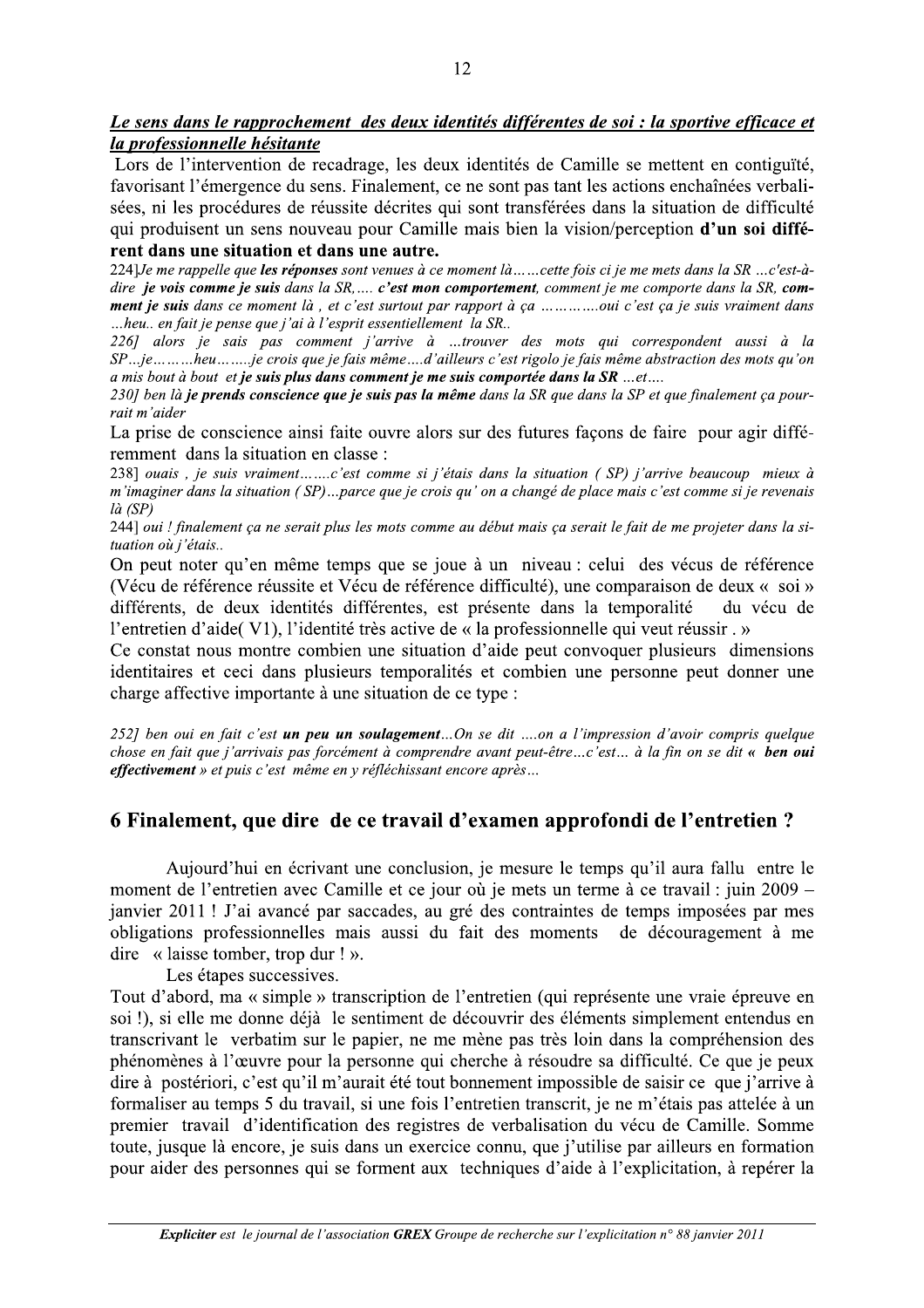***Le sens dans le rapprochement des deux identités différentes de soi : la sportive efficace et la professionnelle hésitante***

Lors de l'intervention de recadrage, les deux identités de Camille se mettent en contiguïté, favorisant l'émergence du sens. Finalement, ce ne sont pas tant les actions enchaînées verbalisées, ni les procédures de réussite décrites qui sont transférées dans la situation de difficulté qui produisent un sens nouveau pour Camille mais bien la vision/perception **d'un soi différent dans une situation et dans une autre.**

*224]Je me rappelle que **les réponses** sont venues à ce moment là……cette fois ci je me mets dans la SR …c'est-à-dire **je vois comme je suis** dans la SR,…. **c'est mon comportement**, comment je me comporte dans la SR, **comment je suis** dans ce moment là , et c'est surtout par rapport à ça ………….oui c'est ça je suis vraiment dans …heu.. en fait je pense que j'ai à l'esprit essentiellement la SR..*

*226] alors je sais pas comment j'arrive à …trouver des mots qui correspondent aussi à la SP…je………heu……..je crois que je fais même….d'ailleurs c'est rigolo je fais même abstraction des mots qu'on a mis bout à bout et **je suis plus dans comment je me suis comportée dans la SR** …et….*

*230] ben là **je prends conscience que je suis pas la même** dans la SR que dans la SP et que finalement ça pourrait m'aider*

La prise de conscience ainsi faite ouvre alors sur des futures façons de faire pour agir différemment dans la situation en classe :

*238] ouais , je suis vraiment…….c'est comme si j'étais dans la situation ( SP) j'arrive beaucoup mieux à m'imaginer dans la situation ( SP)…parce que je crois qu' on a changé de place mais c'est comme si je revenais là (SP)*

*244] oui ! finalement ça ne serait plus les mots comme au début mais ça serait le fait de me projeter dans la situation où j'étais..*

On peut noter qu'en même temps que se joue à un niveau : celui des vécus de référence (Vécu de référence réussite et Vécu de référence difficulté), une comparaison de deux « soi » différents, de deux identités différentes, est présente dans la temporalité du vécu de l'entretien d'aide( V1), l'identité très active de « la professionnelle qui veut réussir . »

Ce constat nous montre combien une situation d'aide peut convoquer plusieurs dimensions identitaires et ceci dans plusieurs temporalités et combien une personne peut donner une charge affective importante à une situation de ce type :

*252] ben oui en fait c'est **un peu un soulagement**…On se dit ….on a l'impression d'avoir compris quelque chose en fait que j'arrivais pas forcément à comprendre avant peut-être…c'est… à la fin on se dit **« ben oui effectivement »** et puis c'est même en y réfléchissant encore après…*

## 6 Finalement, que dire de ce travail d'examen approfondi de l'entretien ?

Aujourd'hui en écrivant une conclusion, je mesure le temps qu'il aura fallu entre le moment de l'entretien avec Camille et ce jour où je mets un terme à ce travail : juin 2009 – janvier 2011 ! J'ai avancé par saccades, au gré des contraintes de temps imposées par mes obligations professionnelles mais aussi du fait des moments de découragement à me dire « laisse tomber, trop dur ! ».

Les étapes successives.

Tout d'abord, ma « simple » transcription de l'entretien (qui représente une vraie épreuve en soi !), si elle me donne déjà le sentiment de découvrir des éléments simplement entendus en transcrivant le verbatim sur le papier, ne me mène pas très loin dans la compréhension des phénomènes à l'œuvre pour la personne qui cherche à résoudre sa difficulté. Ce que je peux dire à postériori, c'est qu'il m'aurait été tout bonnement impossible de saisir ce que j'arrive à formaliser au temps 5 du travail, si une fois l'entretien transcrit, je ne m'étais pas attelée à un premier travail d'identification des registres de verbalisation du vécu de Camille. Somme toute, jusque là encore, je suis dans un exercice connu, que j'utilise par ailleurs en formation pour aider des personnes qui se forment aux techniques d'aide à l'explicitation, à repérer la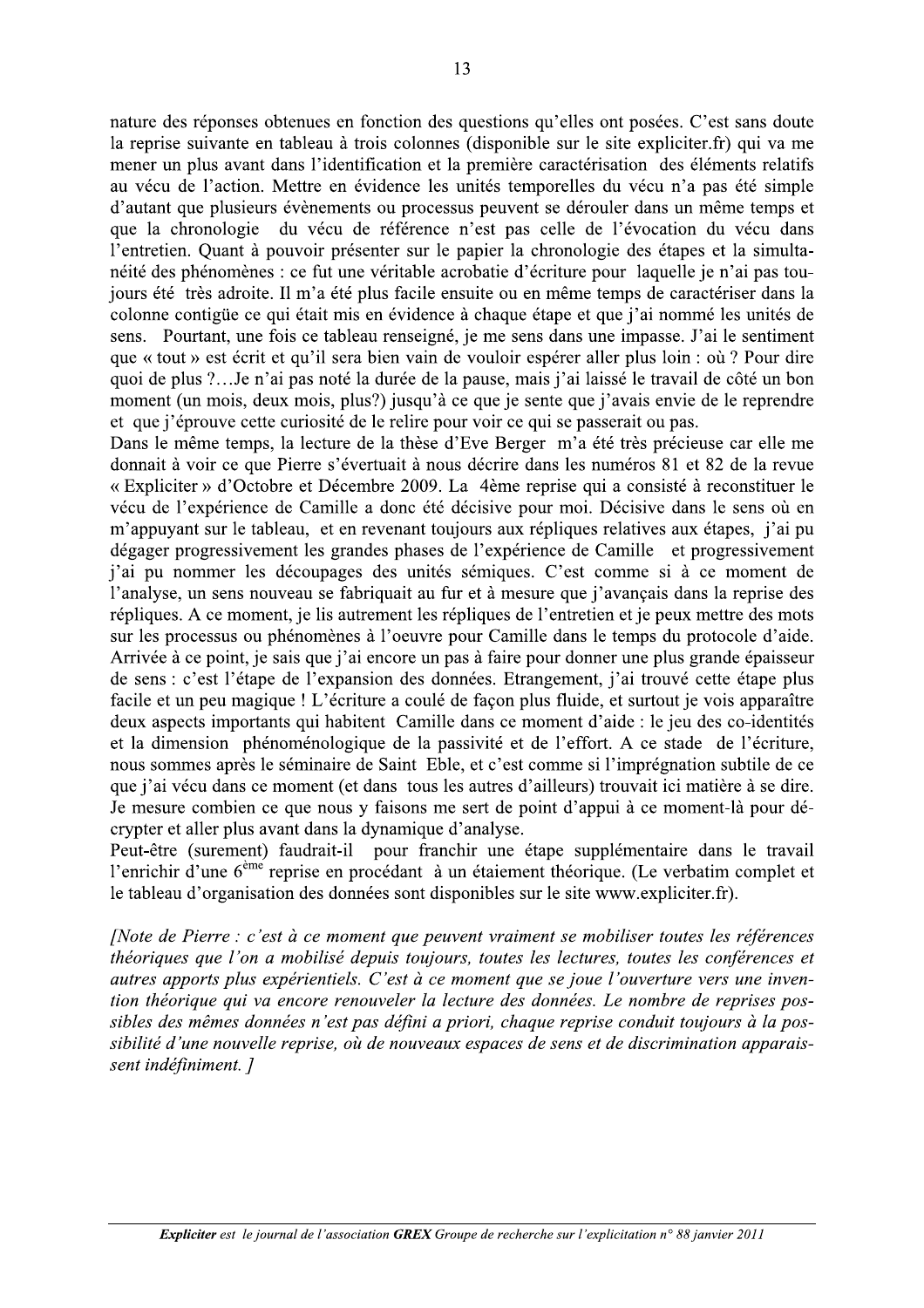nature des réponses obtenues en fonction des questions qu'elles ont posées. C'est sans doute la reprise suivante en tableau à trois colonnes (disponible sur le site expliciter.fr) qui va me mener un plus avant dans l'identification et la première caractérisation des éléments relatifs au vécu de l'action. Mettre en évidence les unités temporelles du vécu n'a pas été simple d'autant que plusieurs évènements ou processus peuvent se dérouler dans un même temps et que la chronologie du vécu de référence n'est pas celle de l'évocation du vécu dans l'entretien. Quant à pouvoir présenter sur le papier la chronologie des étapes et la simultanéité des phénomènes : ce fut une véritable acrobatie d'écriture pour laquelle je n'ai pas toujours été très adroite. Il m'a été plus facile ensuite ou en même temps de caractériser dans la colonne contigüe ce qui était mis en évidence à chaque étape et que j'ai nommé les unités de sens. Pourtant, une fois ce tableau renseigné, je me sens dans une impasse. J'ai le sentiment que « tout » est écrit et qu'il sera bien vain de vouloir espérer aller plus loin : où ? Pour dire quoi de plus ?…Je n'ai pas noté la durée de la pause, mais j'ai laissé le travail de côté un bon moment (un mois, deux mois, plus?) jusqu'à ce que je sente que j'avais envie de le reprendre et que j'éprouve cette curiosité de le relire pour voir ce qui se passerait ou pas.

Dans le même temps, la lecture de la thèse d'Eve Berger m'a été très précieuse car elle me donnait à voir ce que Pierre s'évertuait à nous décrire dans les numéros 81 et 82 de la revue « Expliciter » d'Octobre et Décembre 2009. La 4ème reprise qui a consisté à reconstituer le vécu de l'expérience de Camille a donc été décisive pour moi. Décisive dans le sens où en m'appuyant sur le tableau, et en revenant toujours aux répliques relatives aux étapes, j'ai pu dégager progressivement les grandes phases de l'expérience de Camille et progressivement j'ai pu nommer les découpages des unités sémiques. C'est comme si à ce moment de l'analyse, un sens nouveau se fabriquait au fur et à mesure que j'avançais dans la reprise des répliques. A ce moment, je lis autrement les répliques de l'entretien et je peux mettre des mots sur les processus ou phénomènes à l'oeuvre pour Camille dans le temps du protocole d'aide. Arrivée à ce point, je sais que j'ai encore un pas à faire pour donner une plus grande épaisseur de sens : c'est l'étape de l'expansion des données. Etrangement, j'ai trouvé cette étape plus facile et un peu magique ! L'écriture a coulé de façon plus fluide, et surtout je vois apparaître deux aspects importants qui habitent Camille dans ce moment d'aide : le jeu des co-identités et la dimension phénoménologique de la passivité et de l'effort. A ce stade de l'écriture, nous sommes après le séminaire de Saint Eble, et c'est comme si l'imprégnation subtile de ce que j'ai vécu dans ce moment (et dans tous les autres d'ailleurs) trouvait ici matière à se dire. Je mesure combien ce que nous y faisons me sert de point d'appui à ce moment-là pour décrypter et aller plus avant dans la dynamique d'analyse.

Peut-être (surement) faudrait-il pour franchir une étape supplémentaire dans le travail l'enrichir d'une 6ème reprise en procédant à un étaiement théorique. (Le verbatim complet et le tableau d'organisation des données sont disponibles sur le site www.expliciter.fr).

*[Note de Pierre : c'est à ce moment que peuvent vraiment se mobiliser toutes les références théoriques que l'on a mobilisé depuis toujours, toutes les lectures, toutes les conférences et autres apports plus expérientiels. C'est à ce moment que se joue l'ouverture vers une invention théorique qui va encore renouveler la lecture des données. Le nombre de reprises possibles des mêmes données n'est pas défini a priori, chaque reprise conduit toujours à la possibilité d'une nouvelle reprise, où de nouveaux espaces de sens et de discrimination apparaissent indéfiniment. ]*